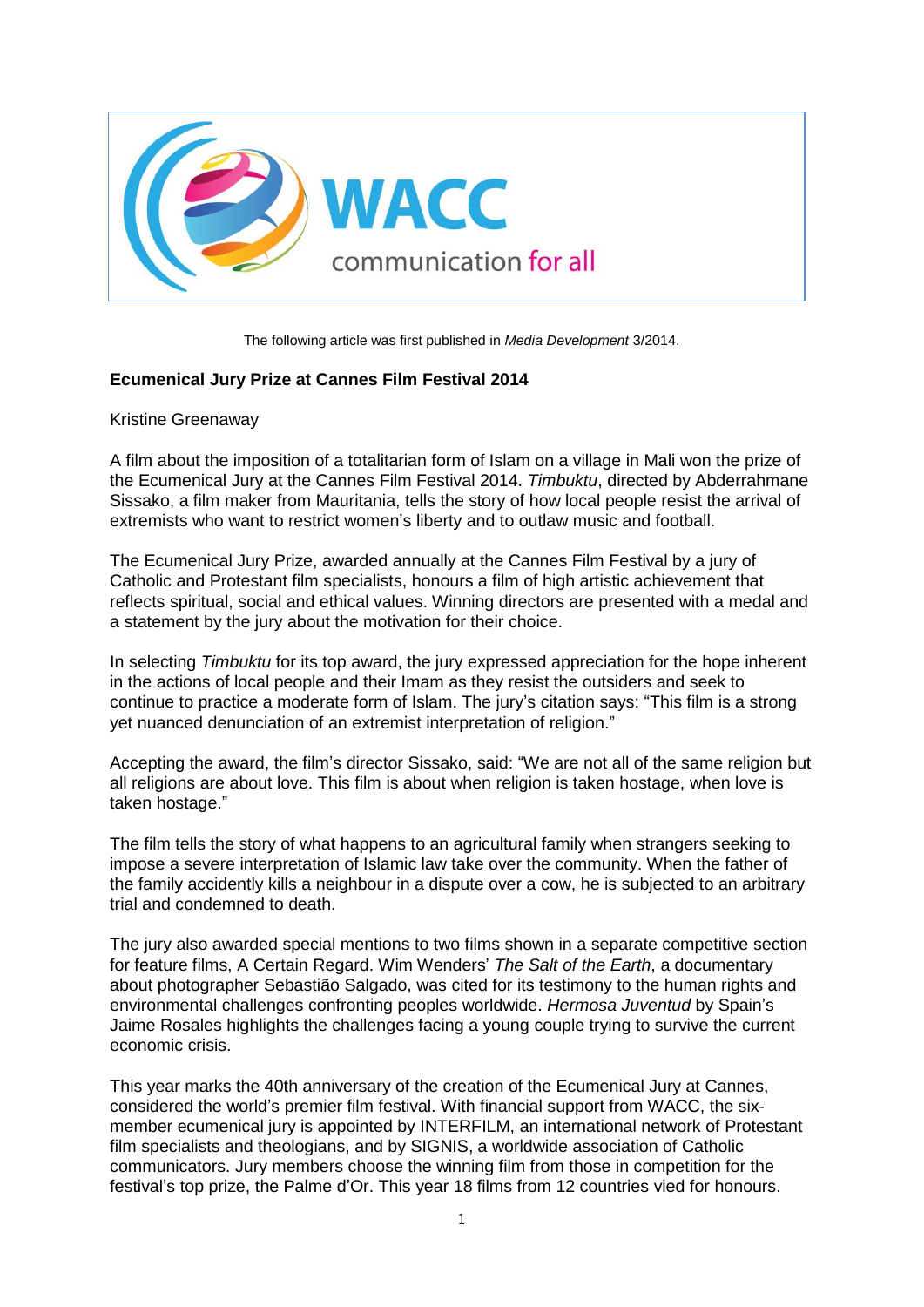WACC communication for all

The following article was first published in *Media Development* 3/2014.

**Ecumenical Jury Prize at Cannes Film Festival 2014**

Kristine Greenaway

A film about the imposition of a totalitarian form of Islam on a village in Mali won the prize of the Ecumenical Jury at the Cannes Film Festival 2014. *Timbuktu*, directed by Abderrahmane Sissako, a film maker from Mauritania, tells the story of how local people resist the arrival of extremists who want to restrict women's liberty and to outlaw music and football.

The Ecumenical Jury Prize, awarded annually at the Cannes Film Festival by a jury of Catholic and Protestant film specialists, honours a film of high artistic achievement that reflects spiritual, social and ethical values. Winning directors are presented with a medal and a statement by the jury about the motivation for their choice.

In selecting *Timbuktu* for its top award, the jury expressed appreciation for the hope inherent in the actions of local people and their Imam as they resist the outsiders and seek to continue to practice a moderate form of Islam. The jury's citation says: "This film is a strong yet nuanced denunciation of an extremist interpretation of religion."

Accepting the award, the film's director Sissako, said: "We are not all of the same religion but all religions are about love. This film is about when religion is taken hostage, when love is taken hostage."

The film tells the story of what happens to an agricultural family when strangers seeking to impose a severe interpretation of Islamic law take over the community. When the father of the family accidently kills a neighbour in a dispute over a cow, he is subjected to an arbitrary trial and condemned to death.

The jury also awarded special mentions to two films shown in a separate competitive section for feature films, A Certain Regard. Wim Wenders' *The Salt of the Earth*, a documentary about photographer Sebastião Salgado, was cited for its testimony to the human rights and environmental challenges confronting peoples worldwide. *Hermosa Juventud* by Spain's Jaime Rosales highlights the challenges facing a young couple trying to survive the current economic crisis.

This year marks the 40th anniversary of the creation of the Ecumenical Jury at Cannes, considered the world's premier film festival. With financial support from WACC, the six-member ecumenical jury is appointed by INTERFILM, an international network of Protestant film specialists and theologians, and by SIGNIS, a worldwide association of Catholic communicators. Jury members choose the winning film from those in competition for the festival's top prize, the Palme d'Or. This year 18 films from 12 countries vied for honours.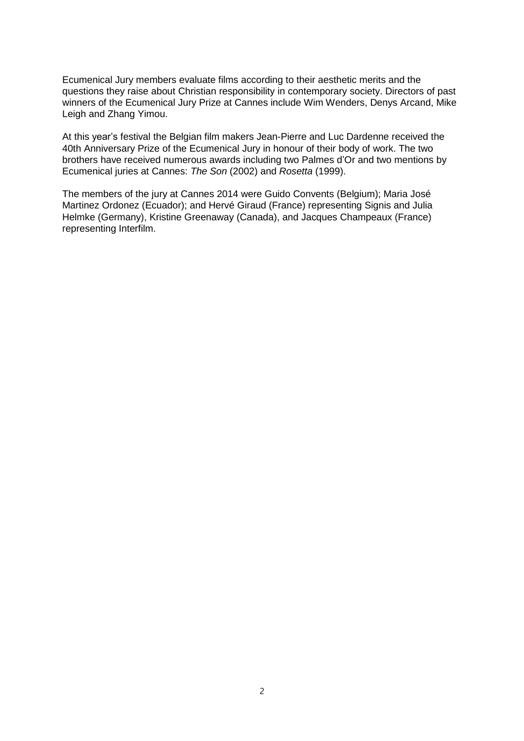Ecumenical Jury members evaluate films according to their aesthetic merits and the questions they raise about Christian responsibility in contemporary society. Directors of past winners of the Ecumenical Jury Prize at Cannes include Wim Wenders, Denys Arcand, Mike Leigh and Zhang Yimou.

At this year's festival the Belgian film makers Jean-Pierre and Luc Dardenne received the 40th Anniversary Prize of the Ecumenical Jury in honour of their body of work. The two brothers have received numerous awards including two Palmes d'Or and two mentions by Ecumenical juries at Cannes: *The Son* (2002) and *Rosetta* (1999).

The members of the jury at Cannes 2014 were Guido Convents (Belgium); Maria José Martinez Ordonez (Ecuador); and Hervé Giraud (France) representing Signis and Julia Helmke (Germany), Kristine Greenaway (Canada), and Jacques Champeaux (France) representing Interfilm.